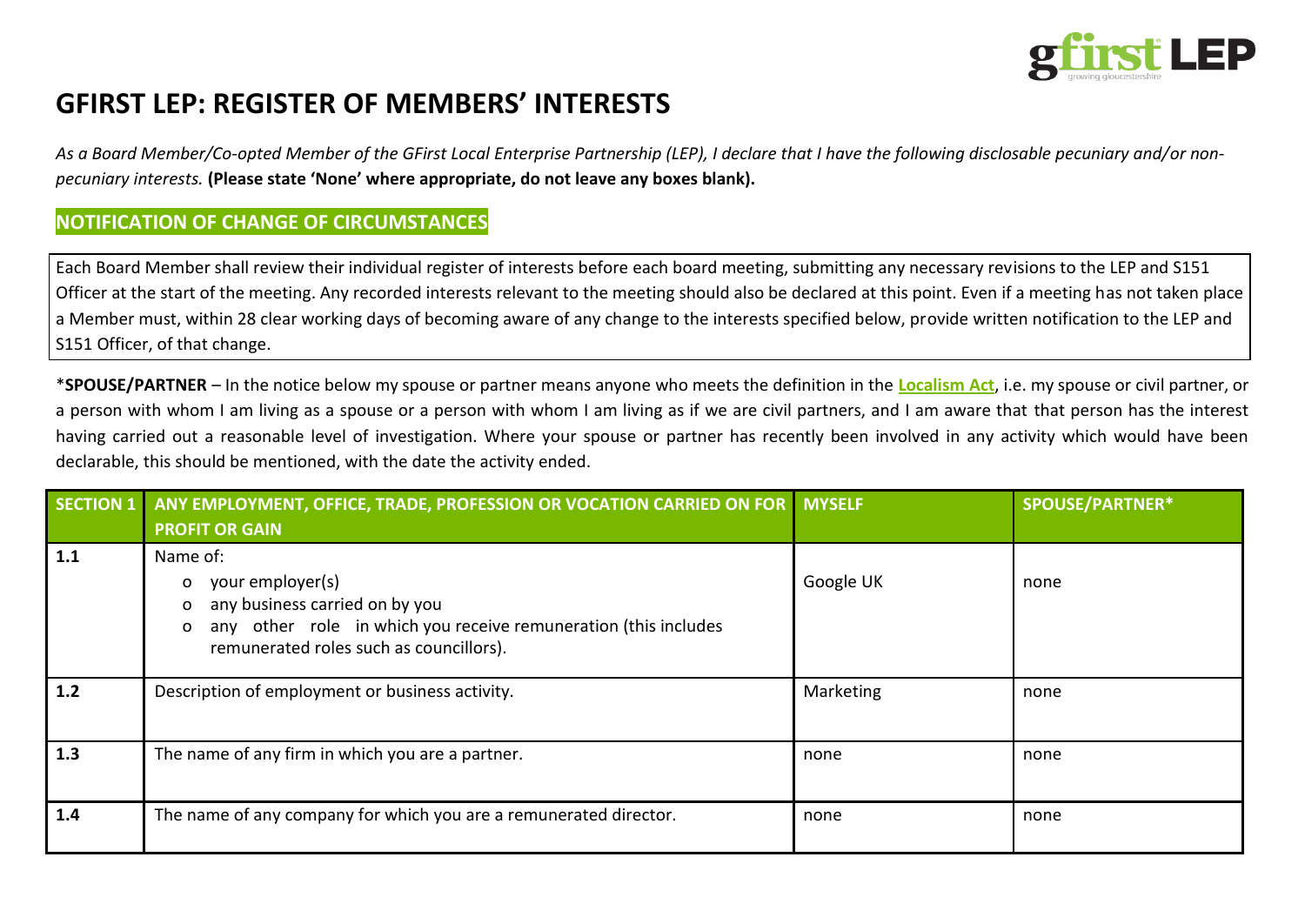# GFIRST LEP: REGISTER OF MEMBERS' INTERESTS

*As a Board Member/Co-opted Member of the GFirst Local Enterprise Partnership (LEP), I declare that I have the following disclosable pecuniary and/or non-pecuniary interests.* **(Please state 'None' where appropriate, do not leave any boxes blank).**

## NOTIFICATION OF CHANGE OF CIRCUMSTANCES

Each Board Member shall review their individual register of interests before each board meeting, submitting any necessary revisions to the LEP and S151 Officer at the start of the meeting. Any recorded interests relevant to the meeting should also be declared at this point. Even if a meeting has not taken place a Member must, within 28 clear working days of becoming aware of any change to the interests specified below, provide written notification to the LEP and S151 Officer, of that change.

\***SPOUSE/PARTNER** – In the notice below my spouse or partner means anyone who meets the definition in the **Localism Act**, i.e. my spouse or civil partner, or a person with whom I am living as a spouse or a person with whom I am living as if we are civil partners, and I am aware that that person has the interest having carried out a reasonable level of investigation. Where your spouse or partner has recently been involved in any activity which would have been declarable, this should be mentioned, with the date the activity ended.

| SECTION 1 | ANY EMPLOYMENT, OFFICE, TRADE, PROFESSION OR VOCATION CARRIED ON FOR PROFIT OR GAIN | MYSELF | SPOUSE/PARTNER* |
|---|---|---|---|
| 1.1 | Name of:<br>o your employer(s)<br>o any business carried on by you<br>o any other role in which you receive remuneration (this includes remunerated roles such as councillors). | Google UK | none |
| 1.2 | Description of employment or business activity. | Marketing | none |
| 1.3 | The name of any firm in which you are a partner. | none | none |
| 1.4 | The name of any company for which you are a remunerated director. | none | none |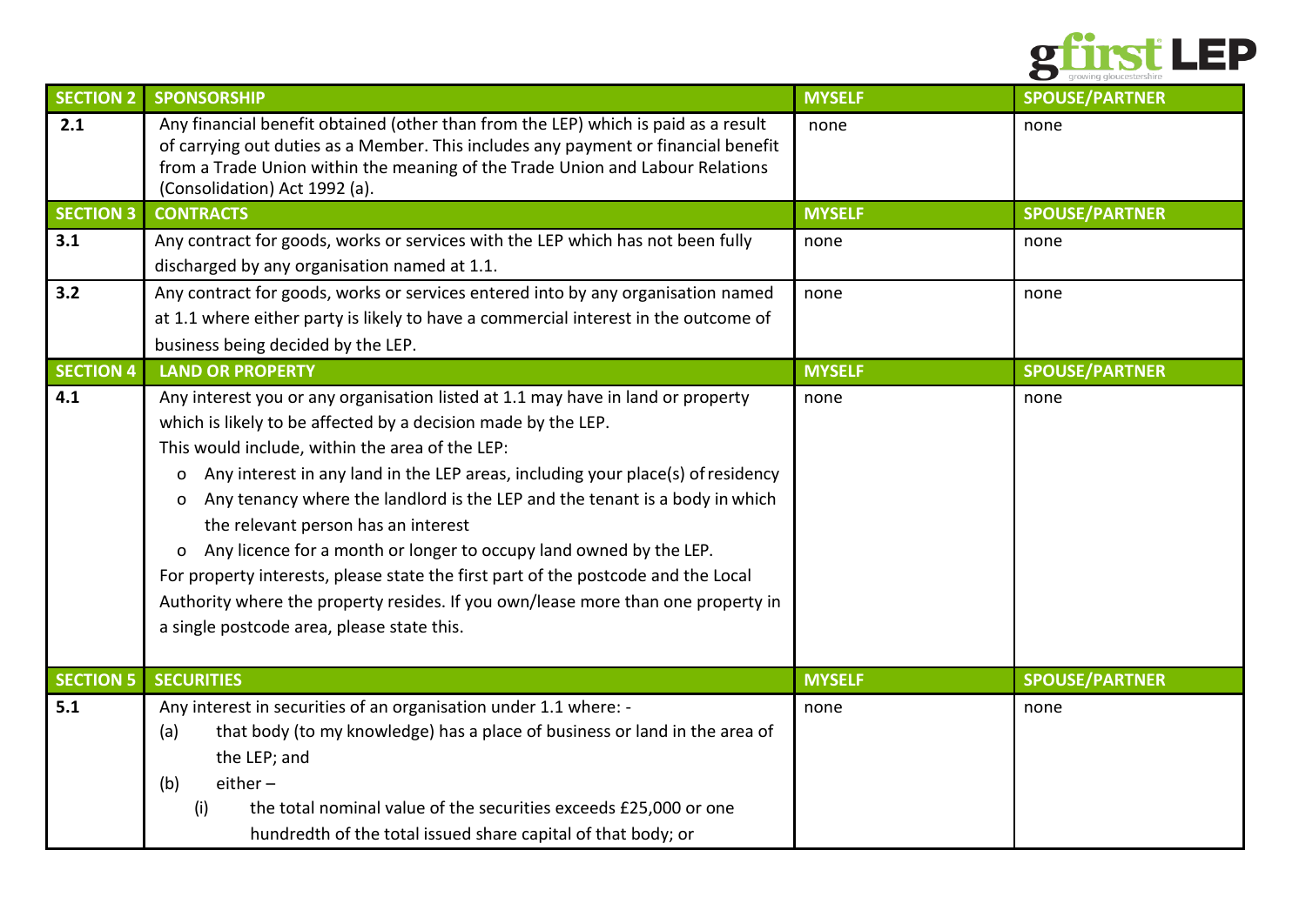| SECTION 2 | SPONSORSHIP | MYSELF | SPOUSE/PARTNER |
|---|---|---|---|
| 2.1 | Any financial benefit obtained (other than from the LEP) which is paid as a result of carrying out duties as a Member. This includes any payment or financial benefit from a Trade Union within the meaning of the Trade Union and Labour Relations (Consolidation) Act 1992 (a). | none | none |
| **SECTION 3** | **CONTRACTS** | **MYSELF** | **SPOUSE/PARTNER** |
| 3.1 | Any contract for goods, works or services with the LEP which has not been fully discharged by any organisation named at 1.1. | none | none |
| 3.2 | Any contract for goods, works or services entered into by any organisation named at 1.1 where either party is likely to have a commercial interest in the outcome of business being decided by the LEP. | none | none |
| **SECTION 4** | **LAND OR PROPERTY** | **MYSELF** | **SPOUSE/PARTNER** |
| 4.1 | Any interest you or any organisation listed at 1.1 may have in land or property which is likely to be affected by a decision made by the LEP.<br>This would include, within the area of the LEP:<br>o Any interest in any land in the LEP areas, including your place(s) of residency<br>o Any tenancy where the landlord is the LEP and the tenant is a body in which the relevant person has an interest<br>o Any licence for a month or longer to occupy land owned by the LEP.<br>For property interests, please state the first part of the postcode and the Local Authority where the property resides. If you own/lease more than one property in a single postcode area, please state this. | none | none |
| **SECTION 5** | **SECURITIES** | **MYSELF** | **SPOUSE/PARTNER** |
| 5.1 | Any interest in securities of an organisation under 1.1 where: -<br>(a) that body (to my knowledge) has a place of business or land in the area of the LEP; and<br>(b) either –<br>(i) the total nominal value of the securities exceeds £25,000 or one hundredth of the total issued share capital of that body; or | none | none |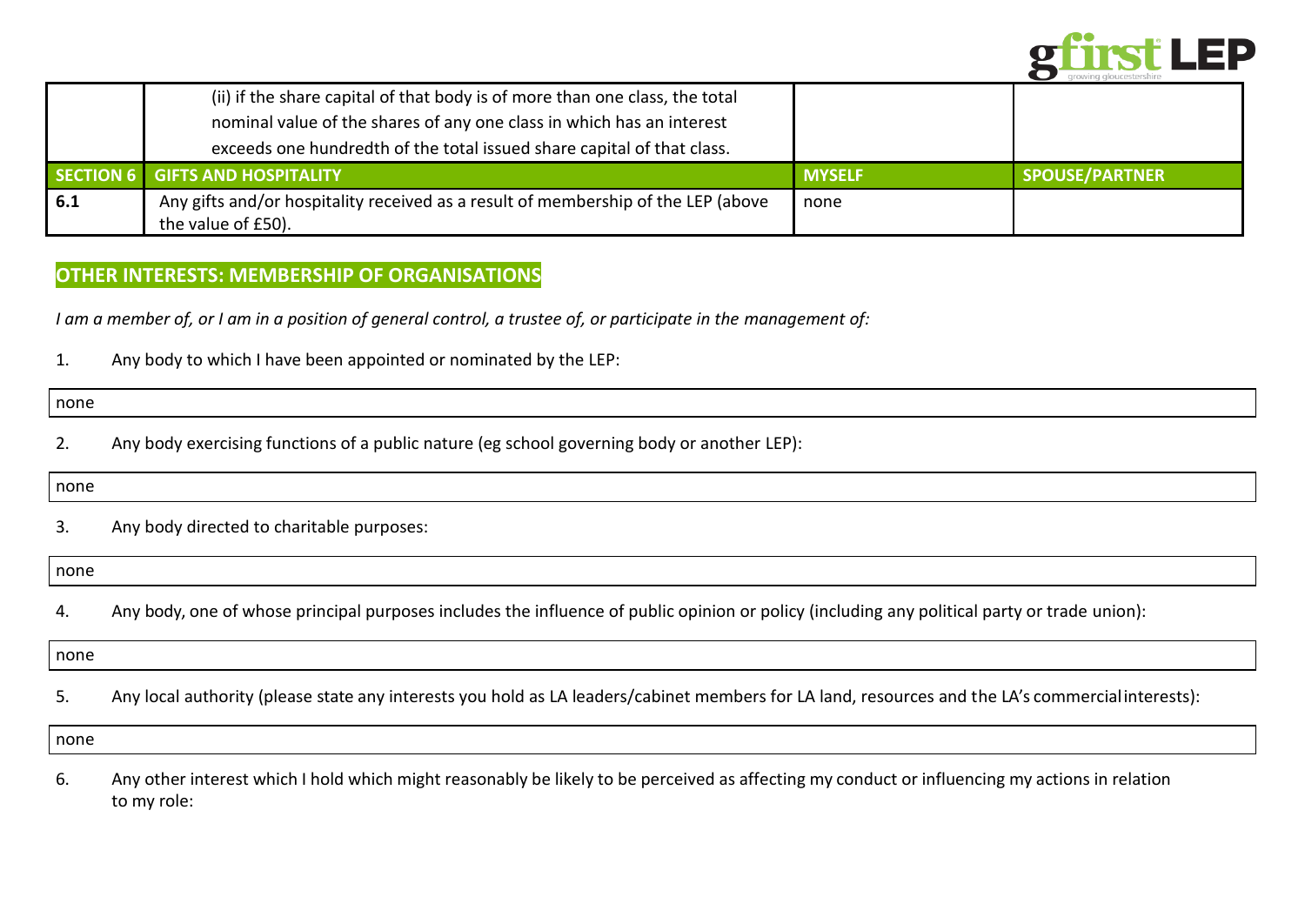| | | | |
|---|---|---|---|
| | (ii) if the share capital of that body is of more than one class, the total nominal value of the shares of any one class in which has an interest exceeds one hundredth of the total issued share capital of that class. | | |
| **SECTION 6** | **GIFTS AND HOSPITALITY** | **MYSELF** | **SPOUSE/PARTNER** |
| **6.1** | Any gifts and/or hospitality received as a result of membership of the LEP (above the value of £50). | none | |

## OTHER INTERESTS: MEMBERSHIP OF ORGANISATIONS

*I am a member of, or I am in a position of general control, a trustee of, or participate in the management of:*

1. Any body to which I have been appointed or nominated by the LEP:

none

2. Any body exercising functions of a public nature (eg school governing body or another LEP):

none

3. Any body directed to charitable purposes:

none

4. Any body, one of whose principal purposes includes the influence of public opinion or policy (including any political party or trade union):

none

5. Any local authority (please state any interests you hold as LA leaders/cabinet members for LA land, resources and the LA's commercial interests):

none

6. Any other interest which I hold which might reasonably be likely to be perceived as affecting my conduct or influencing my actions in relation to my role: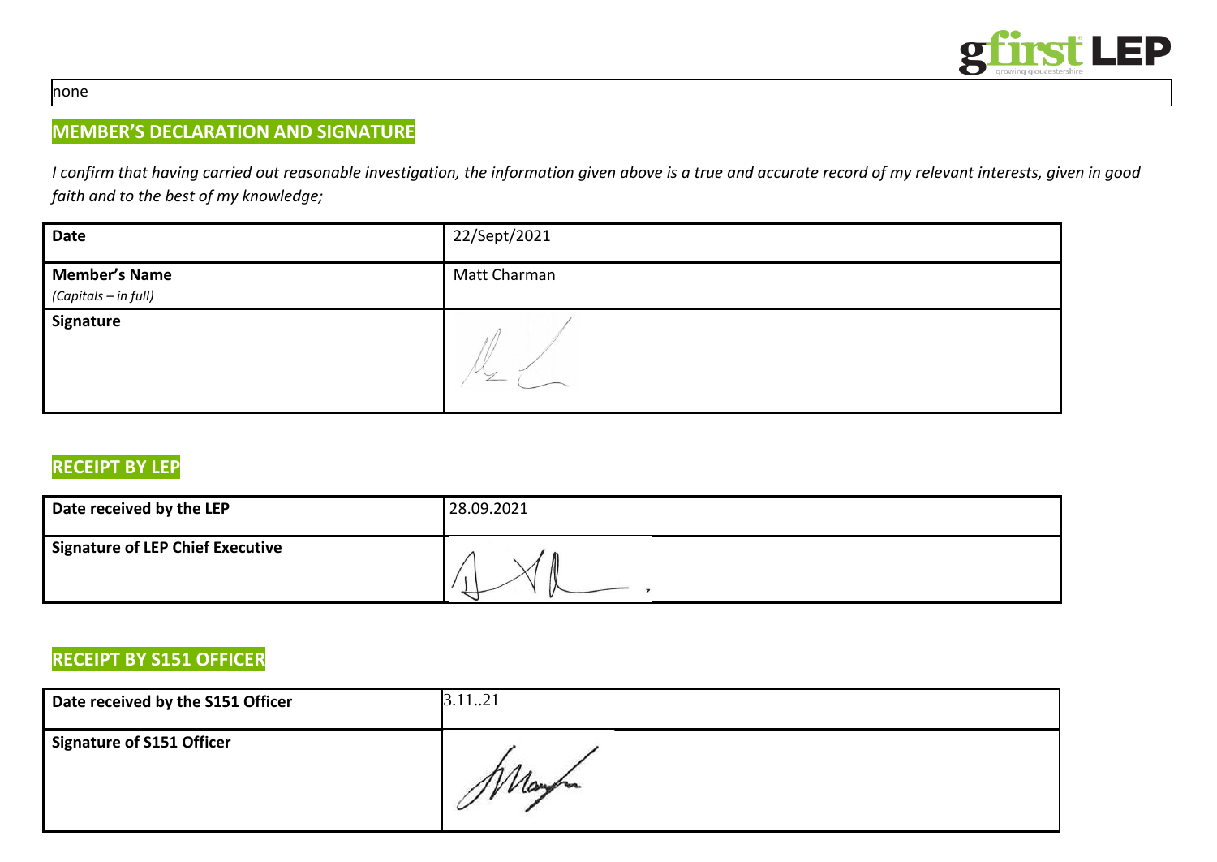| |
|---|
| none |

## MEMBER'S DECLARATION AND SIGNATURE

*I confirm that having carried out reasonable investigation, the information given above is a true and accurate record of my relevant interests, given in good faith and to the best of my knowledge;*

| | |
|---|---|
| **Date** | 22/Sept/2021 |
| **Member's Name** *(Capitals – in full)* | Matt Charman |
| **Signature** | |

## RECEIPT BY LEP

| | |
|---|---|
| **Date received by the LEP** | 28.09.2021 |
| **Signature of LEP Chief Executive** | |

## RECEIPT BY S151 OFFICER

| | |
|---|---|
| **Date received by the S151 Officer** | 3.11..21 |
| **Signature of S151 Officer** | |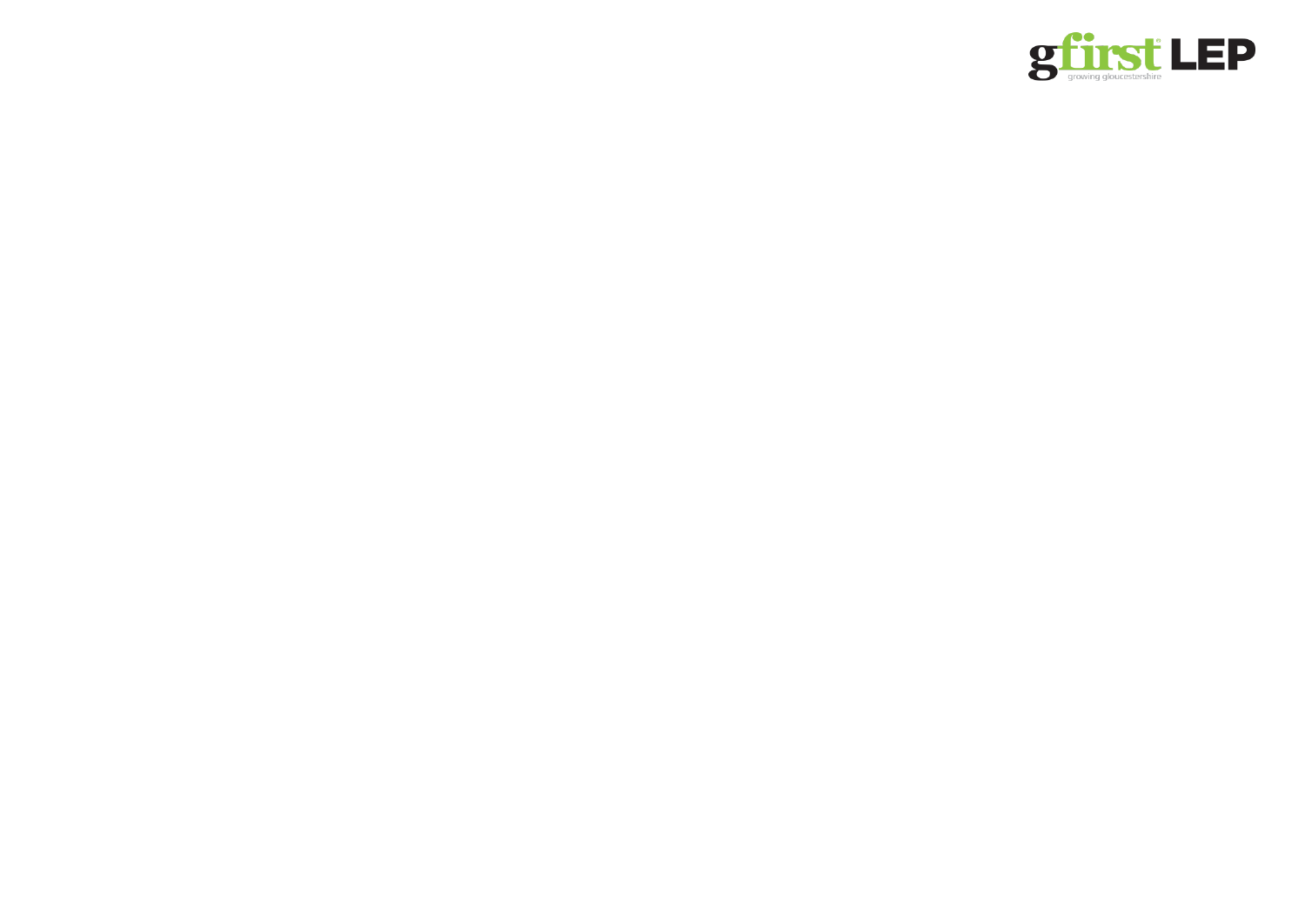gfirst LEP

growing gloucestershire